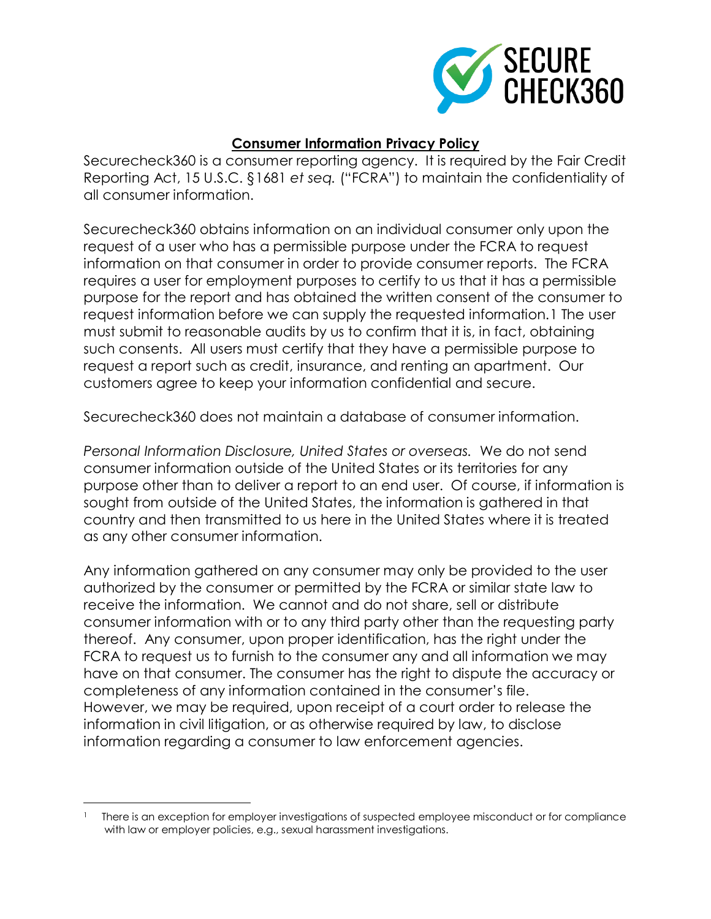## Consumer Information Privacy Policy

Securecheck360 is a consumer reporting agency. It is required by the Fair Credit Reporting Act, 15 U.S.C. §1681 *et seq.* ("FCRA") to maintain the confidentiality of all consumer information.

Securecheck360 obtains information on an individual consumer only upon the request of a user who has a permissible purpose under the FCRA to request information on that consumer in order to provide consumer reports. The FCRA requires a user for employment purposes to certify to us that it has a permissible purpose for the report and has obtained the written consent of the consumer to request information before we can supply the requested information.[1] The user must submit to reasonable audits by us to confirm that it is, in fact, obtaining such consents. All users must certify that they have a permissible purpose to request a report such as credit, insurance, and renting an apartment. Our customers agree to keep your information confidential and secure.

Securecheck360 does not maintain a database of consumer information.

*Personal Information Disclosure, United States or overseas.* We do not send consumer information outside of the United States or its territories for any purpose other than to deliver a report to an end user. Of course, if information is sought from outside of the United States, the information is gathered in that country and then transmitted to us here in the United States where it is treated as any other consumer information.

Any information gathered on any consumer may only be provided to the user authorized by the consumer or permitted by the FCRA or similar state law to receive the information. We cannot and do not share, sell or distribute consumer information with or to any third party other than the requesting party thereof. Any consumer, upon proper identification, has the right under the FCRA to request us to furnish to the consumer any and all information we may have on that consumer. The consumer has the right to dispute the accuracy or completeness of any information contained in the consumer's file. However, we may be required, upon receipt of a court order to release the information in civil litigation, or as otherwise required by law, to disclose information regarding a consumer to law enforcement agencies.

---

[1] There is an exception for employer investigations of suspected employee misconduct or for compliance with law or employer policies, e.g., sexual harassment investigations.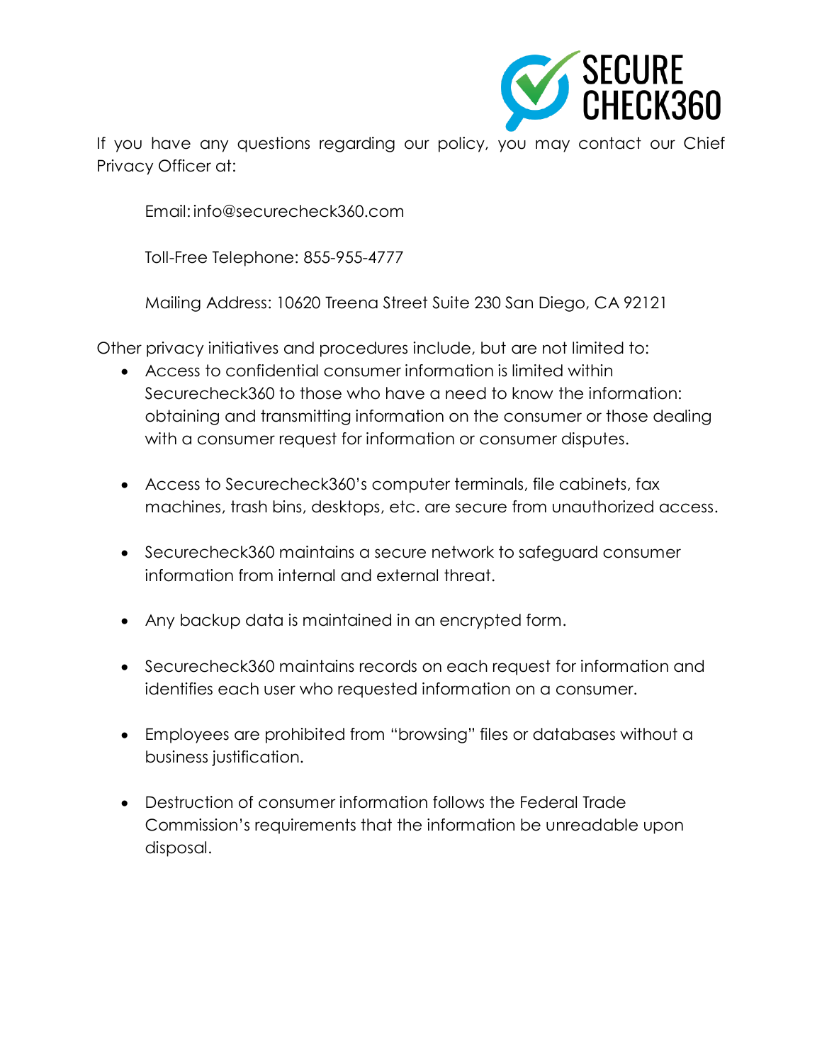If you have any questions regarding our policy, you may contact our Chief Privacy Officer at:

Email: info@securecheck360.com

Toll-Free Telephone: 855-955-4777

Mailing Address: 10620 Treena Street Suite 230 San Diego, CA 92121

Other privacy initiatives and procedures include, but are not limited to:

- Access to confidential consumer information is limited within Securecheck360 to those who have a need to know the information: obtaining and transmitting information on the consumer or those dealing with a consumer request for information or consumer disputes.

- Access to Securecheck360's computer terminals, file cabinets, fax machines, trash bins, desktops, etc. are secure from unauthorized access.

- Securecheck360 maintains a secure network to safeguard consumer information from internal and external threat.

- Any backup data is maintained in an encrypted form.

- Securecheck360 maintains records on each request for information and identifies each user who requested information on a consumer.

- Employees are prohibited from "browsing" files or databases without a business justification.

- Destruction of consumer information follows the Federal Trade Commission's requirements that the information be unreadable upon disposal.